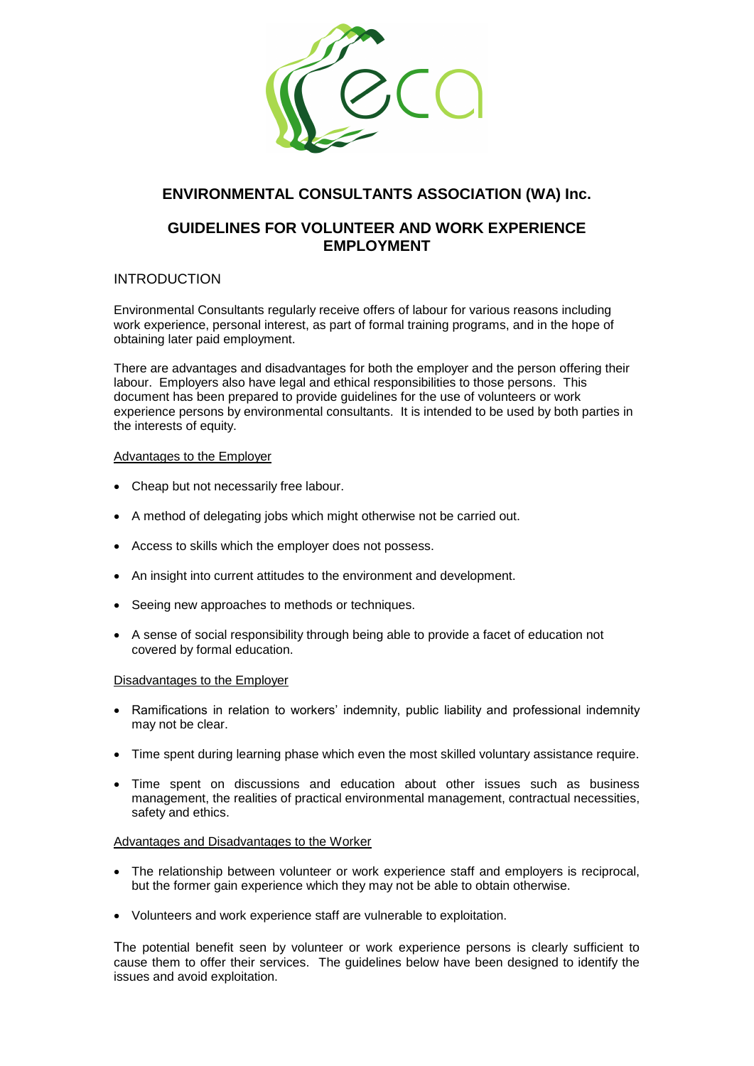# ENVIRONMENTAL CONSULTANTS ASSOCIATION (WA) Inc.

## GUIDELINES FOR VOLUNTEER AND WORK EXPERIENCE EMPLOYMENT

### INTRODUCTION

Environmental Consultants regularly receive offers of labour for various reasons including work experience, personal interest, as part of formal training programs, and in the hope of obtaining later paid employment.

There are advantages and disadvantages for both the employer and the person offering their labour. Employers also have legal and ethical responsibilities to those persons. This document has been prepared to provide guidelines for the use of volunteers or work experience persons by environmental consultants. It is intended to be used by both parties in the interests of equity.

Advantages to the Employer

- Cheap but not necessarily free labour.
- A method of delegating jobs which might otherwise not be carried out.
- Access to skills which the employer does not possess.
- An insight into current attitudes to the environment and development.
- Seeing new approaches to methods or techniques.
- A sense of social responsibility through being able to provide a facet of education not covered by formal education.

Disadvantages to the Employer

- Ramifications in relation to workers' indemnity, public liability and professional indemnity may not be clear.
- Time spent during learning phase which even the most skilled voluntary assistance require.
- Time spent on discussions and education about other issues such as business management, the realities of practical environmental management, contractual necessities, safety and ethics.

Advantages and Disadvantages to the Worker

- The relationship between volunteer or work experience staff and employers is reciprocal, but the former gain experience which they may not be able to obtain otherwise.
- Volunteers and work experience staff are vulnerable to exploitation.

The potential benefit seen by volunteer or work experience persons is clearly sufficient to cause them to offer their services. The guidelines below have been designed to identify the issues and avoid exploitation.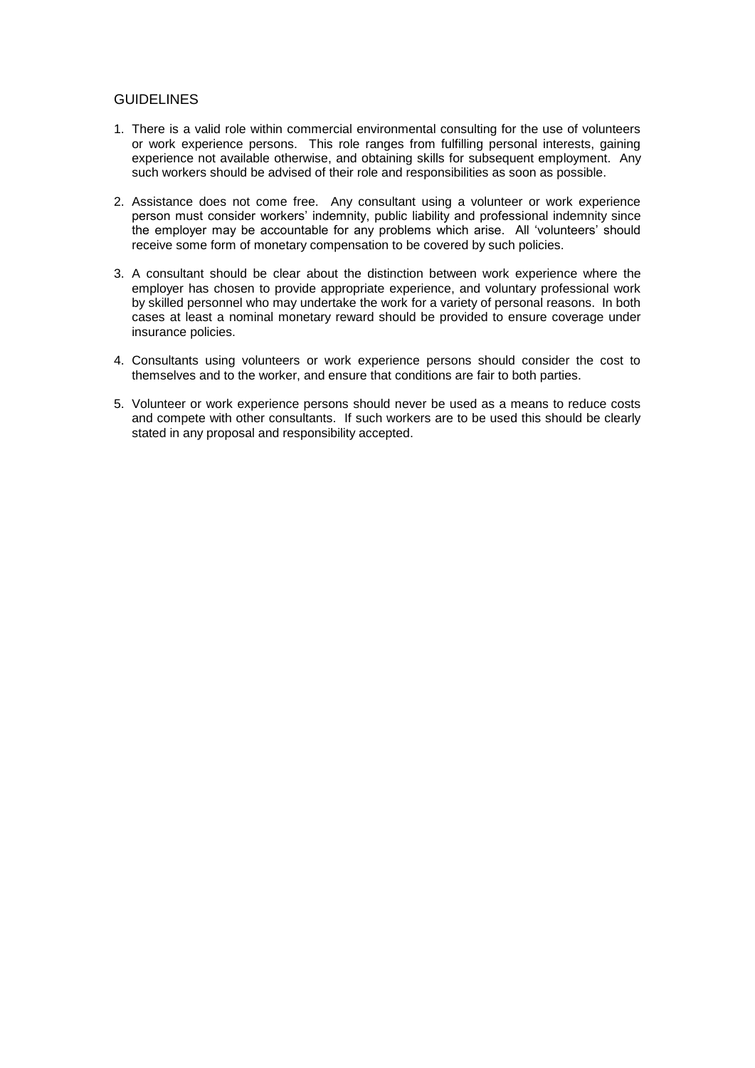## GUIDELINES

1. There is a valid role within commercial environmental consulting for the use of volunteers or work experience persons. This role ranges from fulfilling personal interests, gaining experience not available otherwise, and obtaining skills for subsequent employment. Any such workers should be advised of their role and responsibilities as soon as possible.

2. Assistance does not come free. Any consultant using a volunteer or work experience person must consider workers' indemnity, public liability and professional indemnity since the employer may be accountable for any problems which arise. All 'volunteers' should receive some form of monetary compensation to be covered by such policies.

3. A consultant should be clear about the distinction between work experience where the employer has chosen to provide appropriate experience, and voluntary professional work by skilled personnel who may undertake the work for a variety of personal reasons. In both cases at least a nominal monetary reward should be provided to ensure coverage under insurance policies.

4. Consultants using volunteers or work experience persons should consider the cost to themselves and to the worker, and ensure that conditions are fair to both parties.

5. Volunteer or work experience persons should never be used as a means to reduce costs and compete with other consultants. If such workers are to be used this should be clearly stated in any proposal and responsibility accepted.